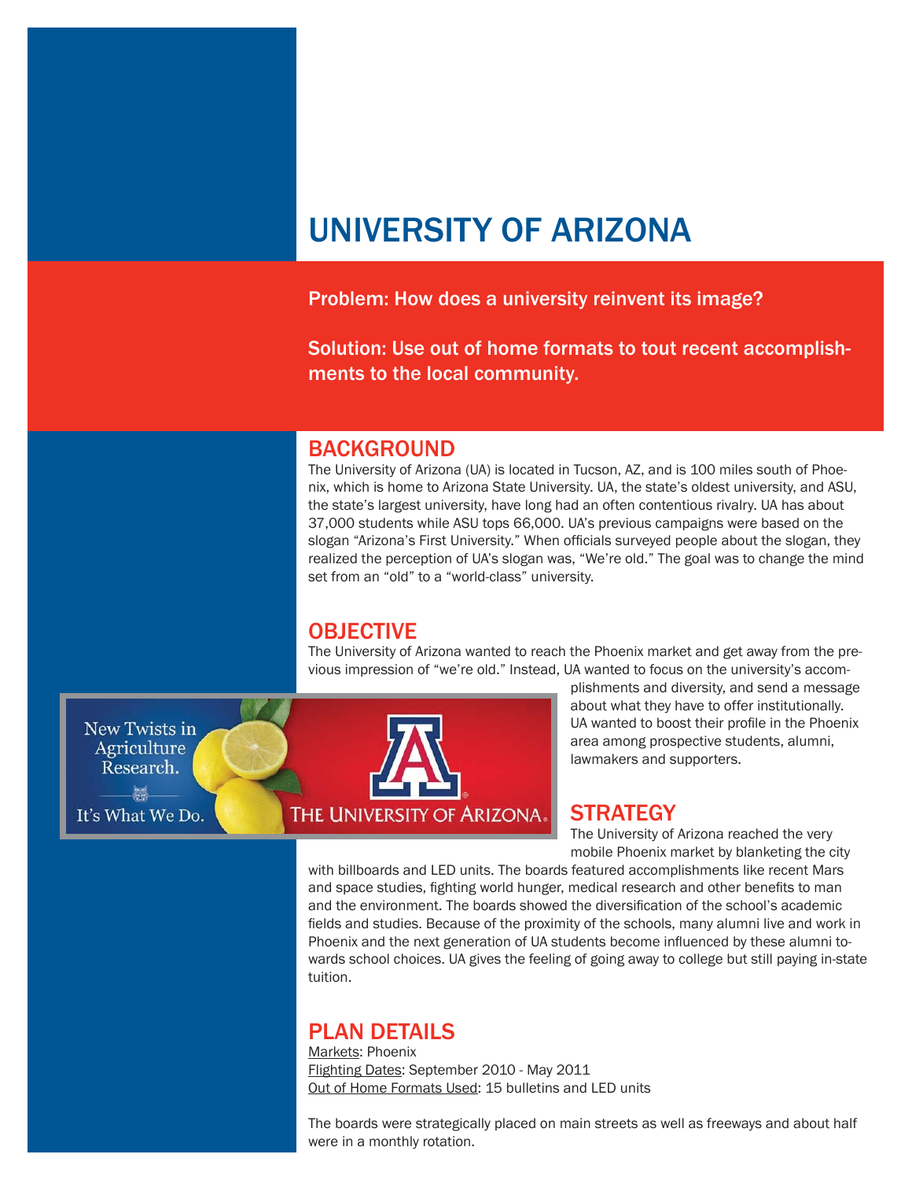# UNIVERSITY OF ARIZONA

**Problem: How does a university reinvent its image?**

**Solution: Use out of home formats to tout recent accomplishments to the local community.**

## BACKGROUND

The University of Arizona (UA) is located in Tucson, AZ, and is 100 miles south of Phoenix, which is home to Arizona State University. UA, the state's oldest university, and ASU, the state's largest university, have long had an often contentious rivalry. UA has about 37,000 students while ASU tops 66,000. UA's previous campaigns were based on the slogan "Arizona's First University." When officials surveyed people about the slogan, they realized the perception of UA's slogan was, "We're old." The goal was to change the mind set from an "old" to a "world-class" university.

## OBJECTIVE

The University of Arizona wanted to reach the Phoenix market and get away from the previous impression of "we're old." Instead, UA wanted to focus on the university's accomplishments and diversity, and send a message about what they have to offer institutionally. UA wanted to boost their profile in the Phoenix area among prospective students, alumni, lawmakers and supporters.

New Twists in Agriculture Research. It's What We Do. THE UNIVERSITY OF ARIZONA.

## STRATEGY

The University of Arizona reached the very mobile Phoenix market by blanketing the city with billboards and LED units. The boards featured accomplishments like recent Mars and space studies, fighting world hunger, medical research and other benefits to man and the environment. The boards showed the diversification of the school's academic fields and studies. Because of the proximity of the schools, many alumni live and work in Phoenix and the next generation of UA students become influenced by these alumni towards school choices. UA gives the feeling of going away to college but still paying in-state tuition.

## PLAN DETAILS

Markets: Phoenix
Flighting Dates: September 2010 - May 2011
Out of Home Formats Used: 15 bulletins and LED units

The boards were strategically placed on main streets as well as freeways and about half were in a monthly rotation.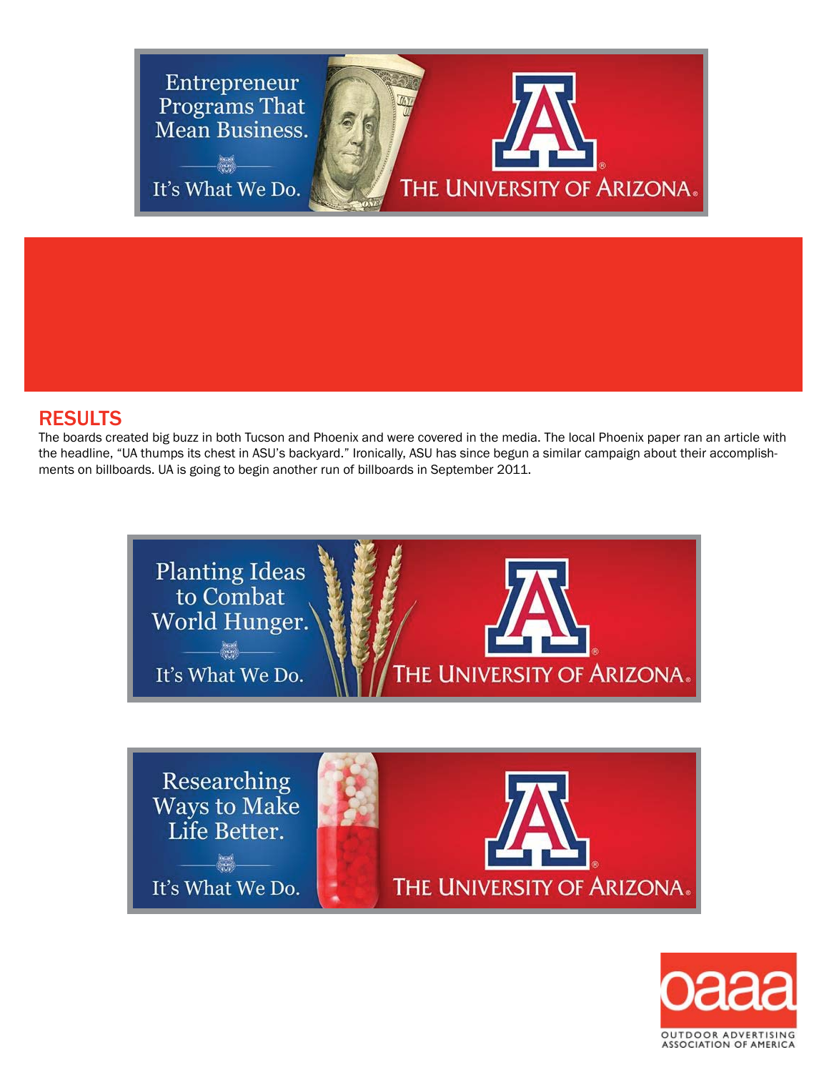Entrepreneur Programs That Mean Business.

It's What We Do.

THE UNIVERSITY OF ARIZONA

## RESULTS

The boards created big buzz in both Tucson and Phoenix and were covered in the media. The local Phoenix paper ran an article with the headline, "UA thumps its chest in ASU's backyard." Ironically, ASU has since begun a similar campaign about their accomplishments on billboards. UA is going to begin another run of billboards in September 2011.

Planting Ideas to Combat World Hunger.

It's What We Do.

THE UNIVERSITY OF ARIZONA

Researching Ways to Make Life Better.

It's What We Do.

THE UNIVERSITY OF ARIZONA

oaaa

OUTDOOR ADVERTISING ASSOCIATION OF AMERICA